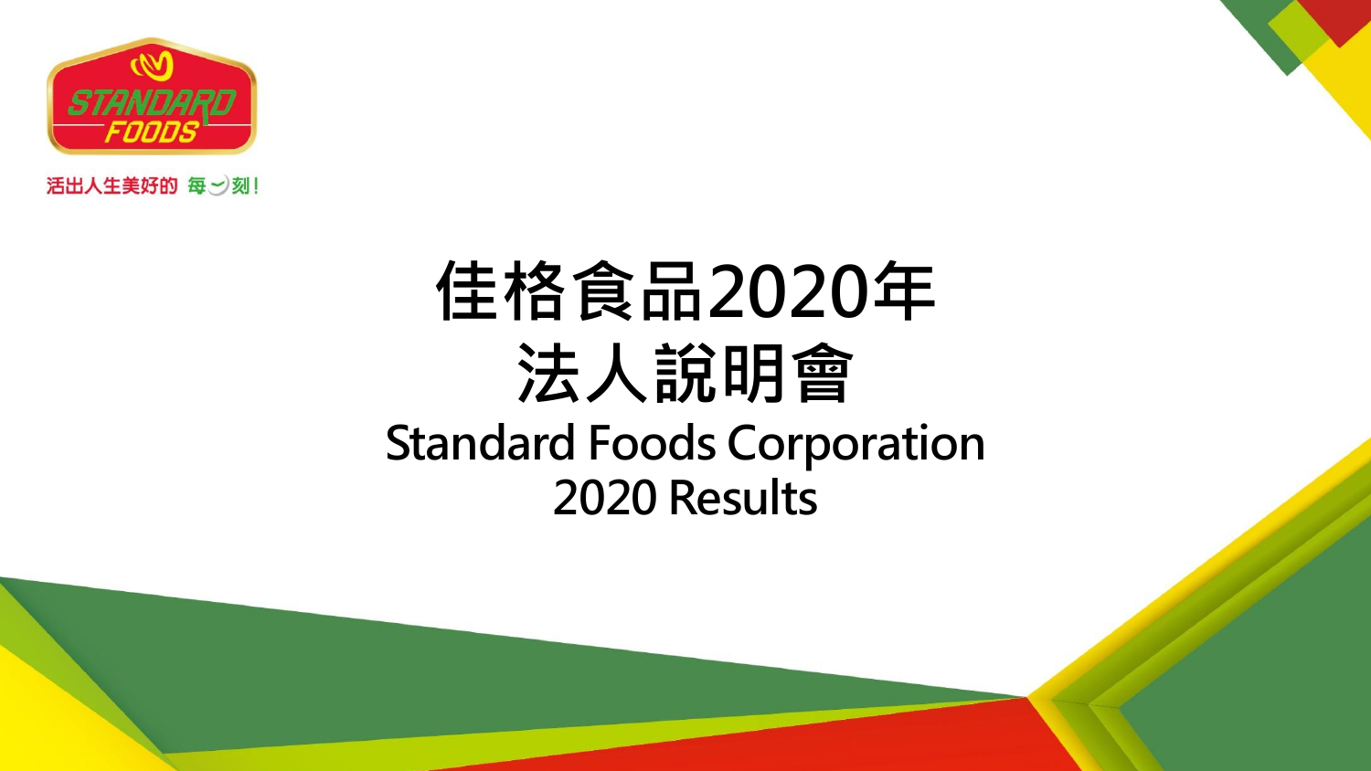STANDARD FOODS

活出人生美好的 每一刻!

# 佳格食品2020年
# 法人說明會

## Standard Foods Corporation
## 2020 Results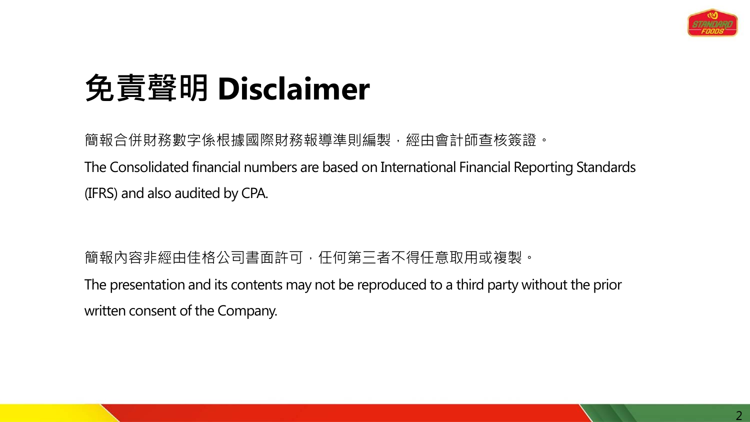# 免責聲明 Disclaimer

簡報合併財務數字係根據國際財務報導準則編製，經由會計師查核簽證。

The Consolidated financial numbers are based on International Financial Reporting Standards (IFRS) and also audited by CPA.

簡報內容非經由佳格公司書面許可，任何第三者不得任意取用或複製。

The presentation and its contents may not be reproduced to a third party without the prior written consent of the Company.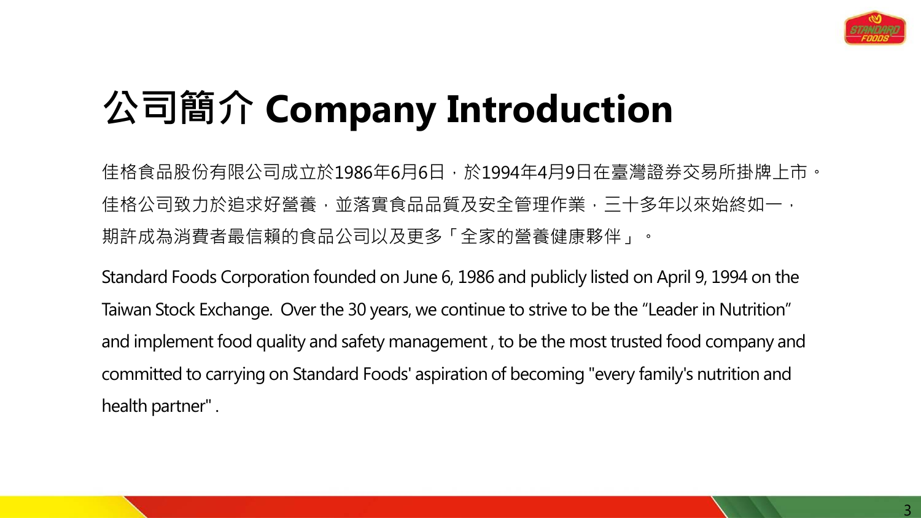# 公司簡介 Company Introduction

佳格食品股份有限公司成立於1986年6月6日，於1994年4月9日在臺灣證券交易所掛牌上市。佳格公司致力於追求好營養，並落實食品品質及安全管理作業，三十多年以來始終如一，期許成為消費者最信賴的食品公司以及更多「全家的營養健康夥伴」。

Standard Foods Corporation founded on June 6, 1986 and publicly listed on April 9, 1994 on the Taiwan Stock Exchange. Over the 30 years, we continue to strive to be the “Leader in Nutrition” and implement food quality and safety management , to be the most trusted food company and committed to carrying on Standard Foods' aspiration of becoming "every family's nutrition and health partner" .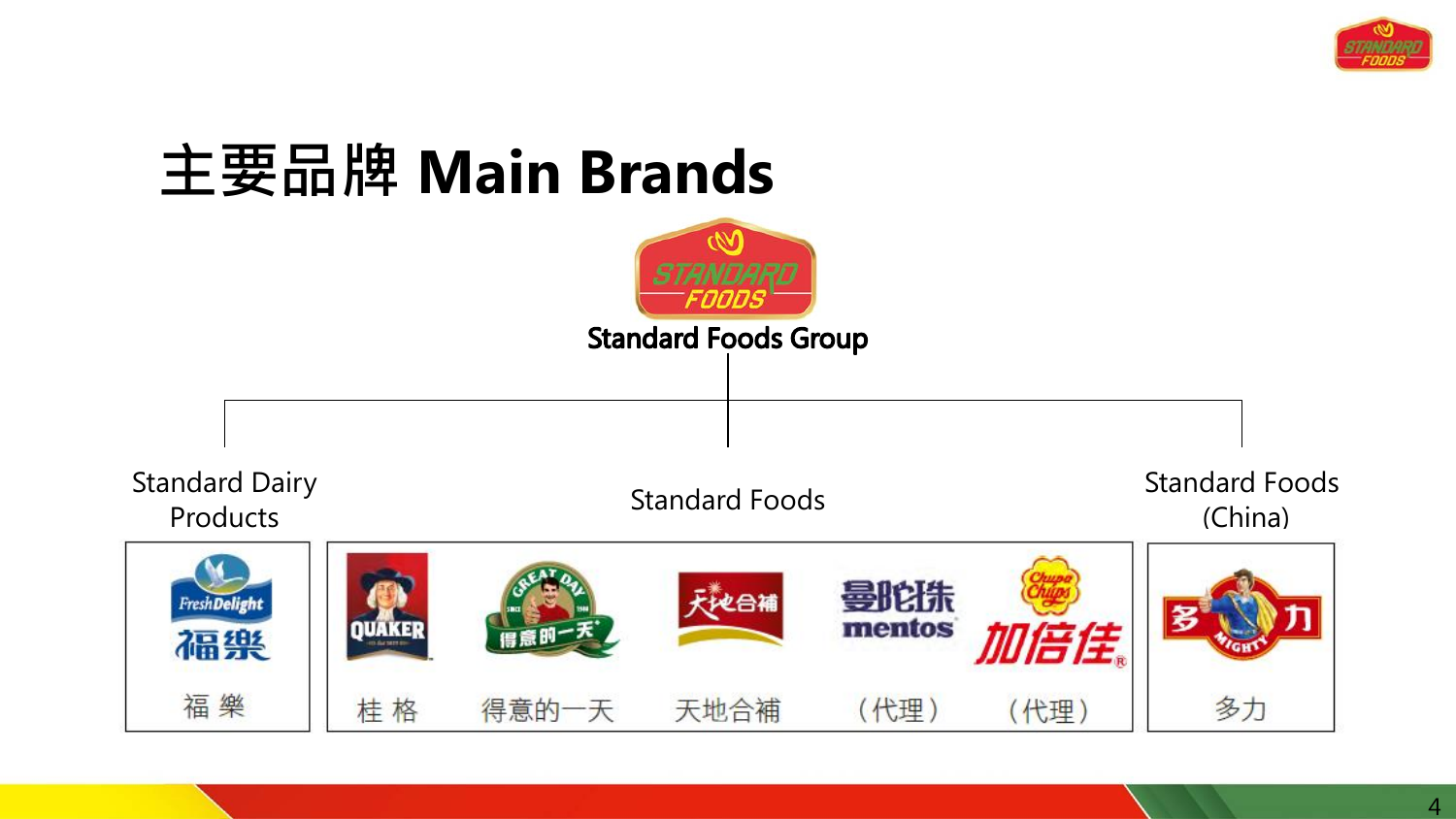# 主要品牌 Main Brands

**Standard Foods Group**

| Standard Dairy Products | Standard Foods | | | | | Standard Foods (China) |
|---|---|---|---|---|---|---|
| 福 樂 | 桂 格 | 得意的一天 | 天地合補 | （代理） | （代理） | 多力 |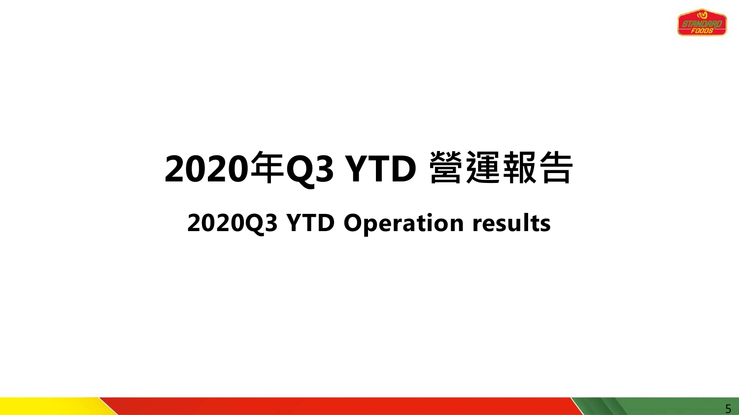# 2020年Q3 YTD 營運報告

## 2020Q3 YTD Operation results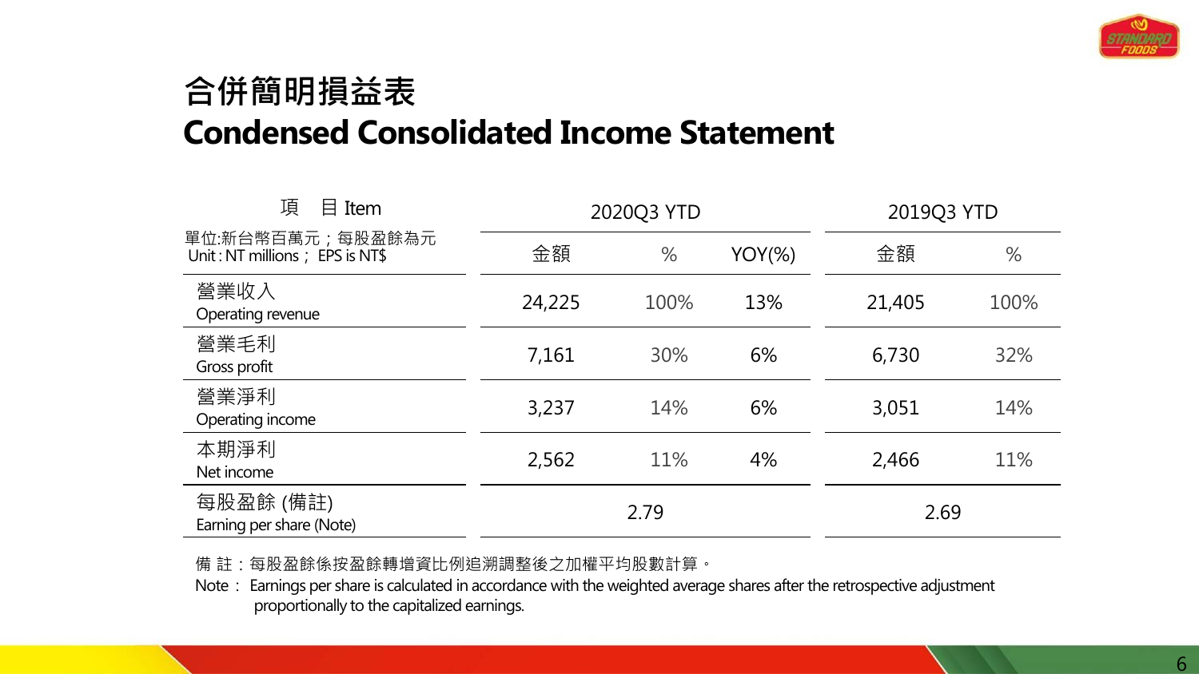# 合併簡明損益表
# Condensed Consolidated Income Statement

| 項　目 Item<br>單位:新台幣百萬元；每股盈餘為元<br>Unit : NT millions； EPS is NT$ | 2020Q3 YTD | | | 2019Q3 YTD | |
|---|---|---|---|---|---|
| | 金額 | % | YOY(%) | 金額 | % |
| 營業收入<br>Operating revenue | 24,225 | 100% | 13% | 21,405 | 100% |
| 營業毛利<br>Gross profit | 7,161 | 30% | 6% | 6,730 | 32% |
| 營業淨利<br>Operating income | 3,237 | 14% | 6% | 3,051 | 14% |
| 本期淨利<br>Net income | 2,562 | 11% | 4% | 2,466 | 11% |
| 每股盈餘 (備註)<br>Earning per share (Note) | 2.79 | | | 2.69 | |

備 註：每股盈餘係按盈餘轉增資比例追溯調整後之加權平均股數計算。

Note： Earnings per share is calculated in accordance with the weighted average shares after the retrospective adjustment proportionally to the capitalized earnings.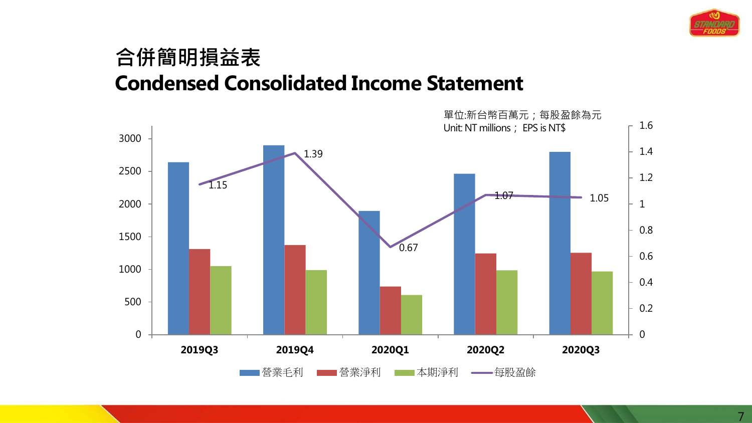# 合併簡明損益表
# Condensed Consolidated Income Statement

單位:新台幣百萬元；每股盈餘為元
Unit: NT millions； EPS is NT$

| | 2019Q3 | 2019Q4 | 2020Q1 | 2020Q2 | 2020Q3 |
|---|---|---|---|---|---|
| 每股盈餘 | 1.15 | 1.39 | 0.67 | 1.07 | 1.05 |

營業毛利　營業淨利　本期淨利　每股盈餘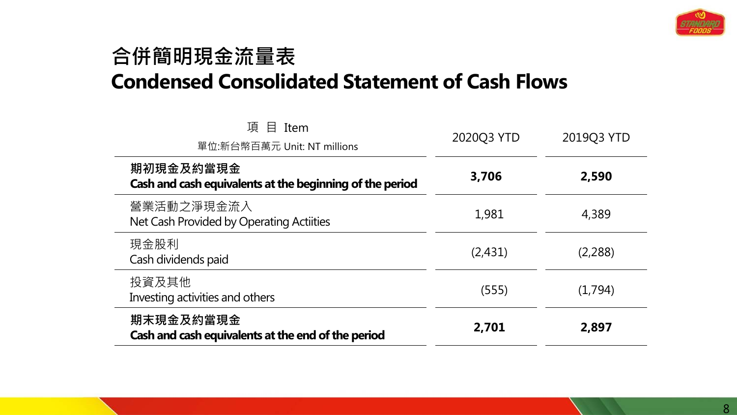# 合併簡明現金流量表
# Condensed Consolidated Statement of Cash Flows

| 項 目 Item<br>單位:新台幣百萬元 Unit: NT millions | 2020Q3 YTD | 2019Q3 YTD |
|---|---|---|
| **期初現金及約當現金**<br>**Cash and cash equivalents at the beginning of the period** | **3,706** | **2,590** |
| 營業活動之淨現金流入<br>Net Cash Provided by Operating Actiities | 1,981 | 4,389 |
| 現金股利<br>Cash dividends paid | (2,431) | (2,288) |
| 投資及其他<br>Investing activities and others | (555) | (1,794) |
| **期末現金及約當現金**<br>**Cash and cash equivalents at the end of the period** | **2,701** | **2,897** |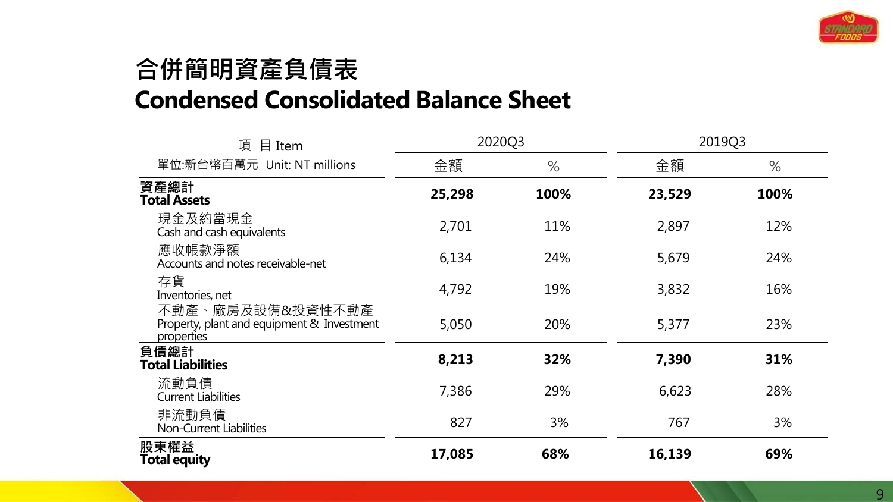# 合併簡明資產負債表
# Condensed Consolidated Balance Sheet

| 項 目 Item | 2020Q3 | | 2019Q3 | |
|---|---|---|---|---|
| 單位:新台幣百萬元 Unit: NT millions | 金額 | % | 金額 | % |
| **資產總計 Total Assets** | **25,298** | **100%** | **23,529** | **100%** |
| 現金及約當現金 Cash and cash equivalents | 2,701 | 11% | 2,897 | 12% |
| 應收帳款淨額 Accounts and notes receivable-net | 6,134 | 24% | 5,679 | 24% |
| 存貨 Inventories, net | 4,792 | 19% | 3,832 | 16% |
| 不動產、廠房及設備&投資性不動產 Property, plant and equipment & Investment properties | 5,050 | 20% | 5,377 | 23% |
| **負債總計 Total Liabilities** | **8,213** | **32%** | **7,390** | **31%** |
| 流動負債 Current Liabilities | 7,386 | 29% | 6,623 | 28% |
| 非流動負債 Non-Current Liabilities | 827 | 3% | 767 | 3% |
| **股東權益 Total equity** | **17,085** | **68%** | **16,139** | **69%** |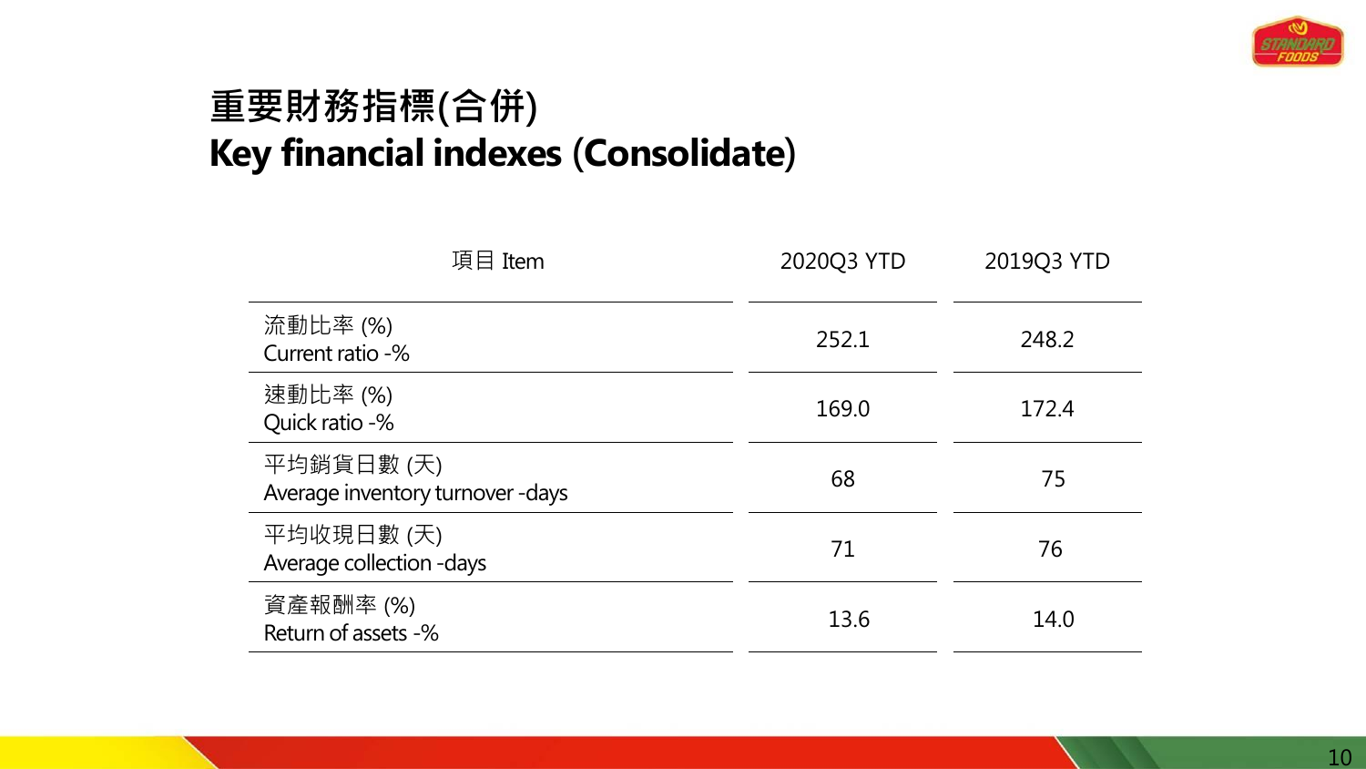# 重要財務指標(合併)
# Key financial indexes (Consolidate)

| 項目 Item | 2020Q3 YTD | 2019Q3 YTD |
| --- | --- | --- |
| 流動比率 (%)<br>Current ratio -% | 252.1 | 248.2 |
| 速動比率 (%)<br>Quick ratio -% | 169.0 | 172.4 |
| 平均銷貨日數 (天)<br>Average inventory turnover -days | 68 | 75 |
| 平均收現日數 (天)<br>Average collection -days | 71 | 76 |
| 資產報酬率 (%)<br>Return of assets -% | 13.6 | 14.0 |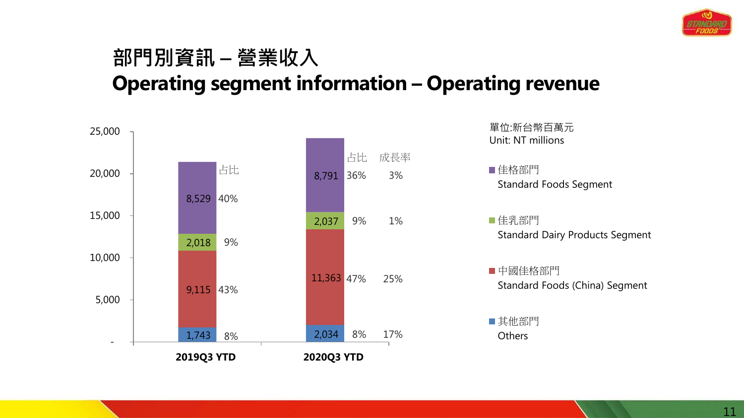# 部門別資訊 – 營業收入
# Operating segment information – Operating revenue

單位:新台幣百萬元
Unit: NT millions

| 部門 Segment | 2019Q3 YTD | 占比 | 2020Q3 YTD | 占比 | 成長率 |
|---|---|---|---|---|---|
| 佳格部門 Standard Foods Segment | 8,529 | 40% | 8,791 | 36% | 3% |
| 佳乳部門 Standard Dairy Products Segment | 2,018 | 9% | 2,037 | 9% | 1% |
| 中國佳格部門 Standard Foods (China) Segment | 9,115 | 43% | 11,363 | 47% | 25% |
| 其他部門 Others | 1,743 | 8% | 2,034 | 8% | 17% |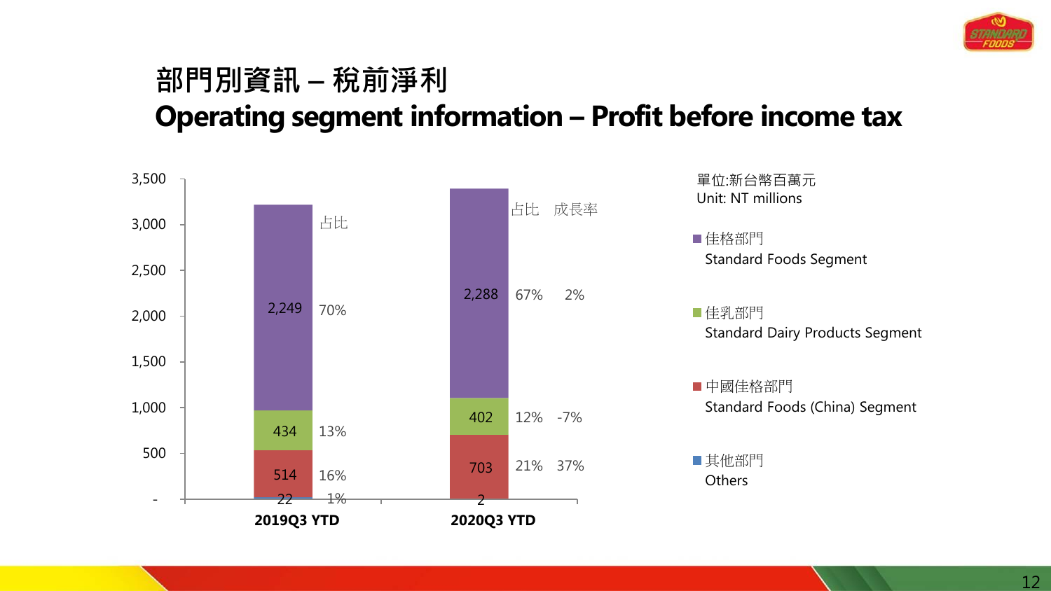# 部門別資訊 – 稅前淨利
# Operating segment information – Profit before income tax

單位:新台幣百萬元
Unit: NT millions

| 部門 Segment | 2019Q3 YTD | 占比 | 2020Q3 YTD | 占比 | 成長率 |
|---|---|---|---|---|---|
| 佳格部門 Standard Foods Segment | 2,249 | 70% | 2,288 | 67% | 2% |
| 佳乳部門 Standard Dairy Products Segment | 434 | 13% | 402 | 12% | -7% |
| 中國佳格部門 Standard Foods (China) Segment | 514 | 16% | 703 | 21% | 37% |
| 其他部門 Others | 22 | 1% | 2 | | |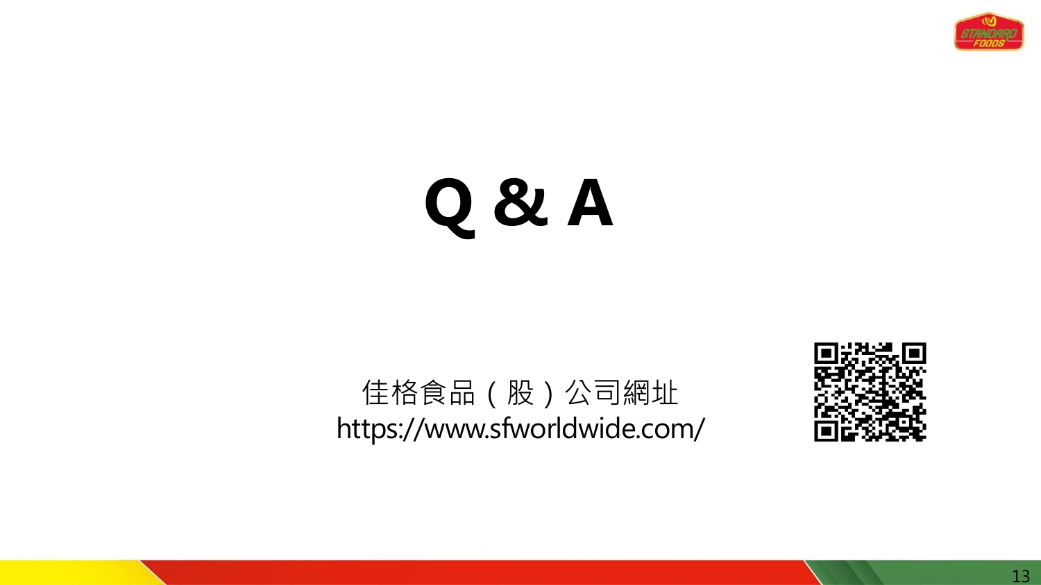# Q & A

佳格食品（股）公司網址
https://www.sfworldwide.com/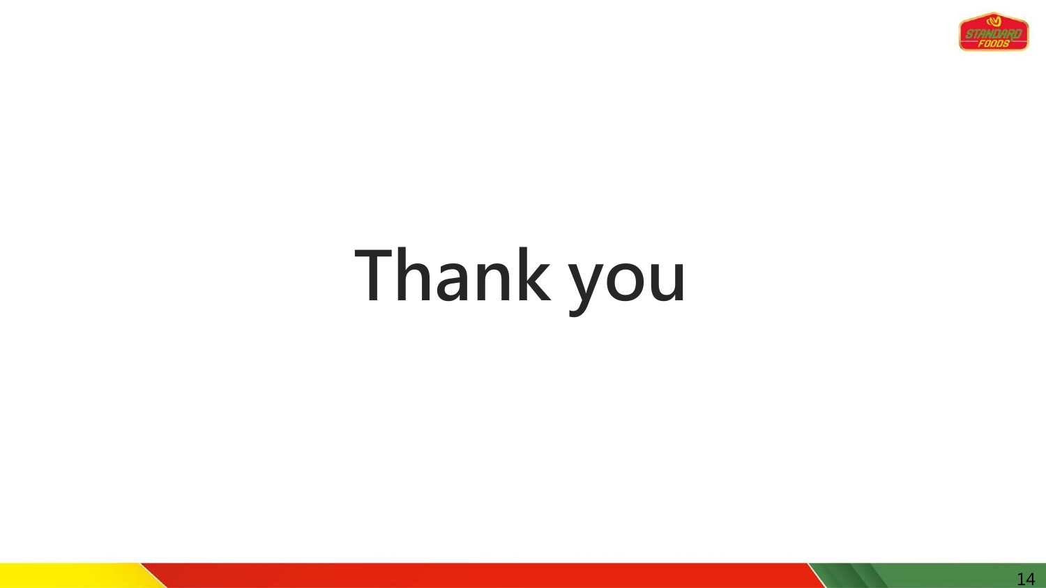# Thank you